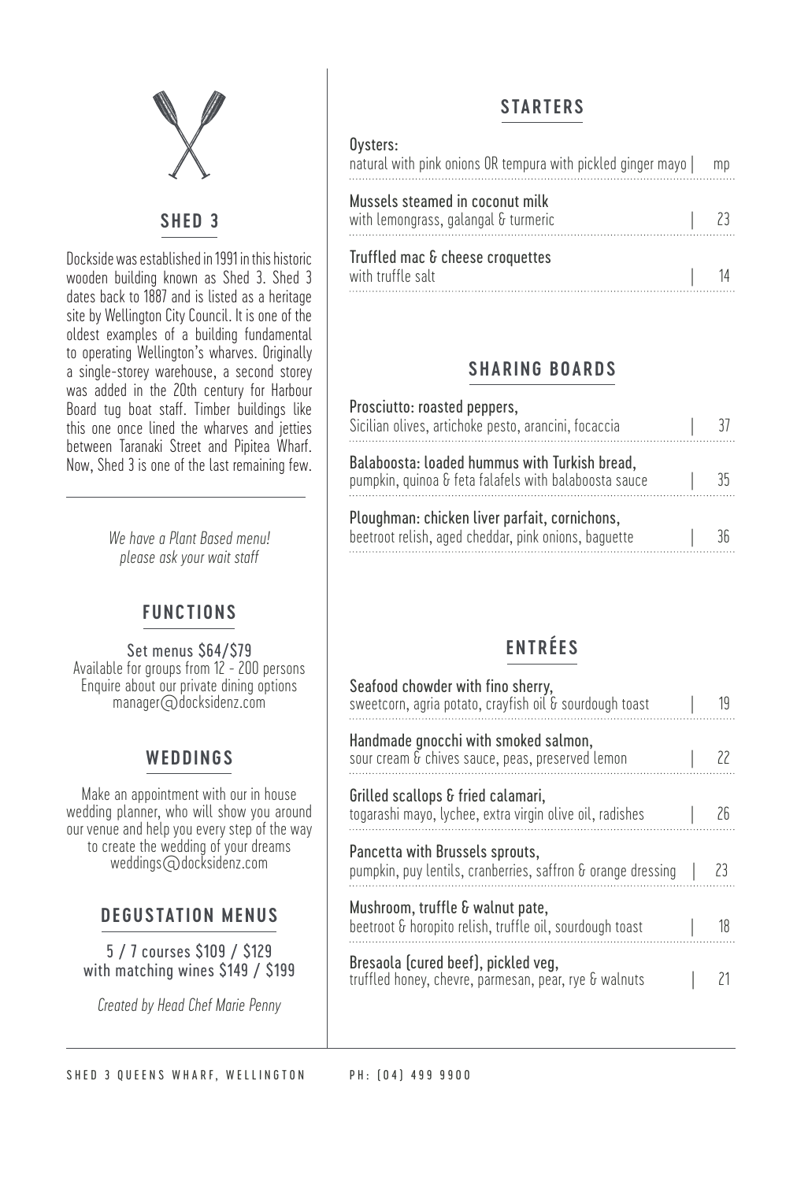## SHED 3

Dockside was established in 1991 in this historic wooden building known as Shed 3. Shed 3 dates back to 1887 and is listed as a heritage site by Wellington City Council. It is one of the oldest examples of a building fundamental to operating Wellington's wharves. Originally a single-storey warehouse, a second storey was added in the 20th century for Harbour Board tug boat staff. Timber buildings like this one once lined the wharves and jetties between Taranaki Street and Pipitea Wharf. Now, Shed 3 is one of the last remaining few.

*We have a Plant Based menu! please ask your wait staff*

## FUNCTIONS

Set menus $64/$79
Available for groups from 12 - 200 persons
Enquire about our private dining options
manager@docksidenz.com

## WEDDINGS

Make an appointment with our in house wedding planner, who will show you around our venue and help you every step of the way to create the wedding of your dreams
weddings@docksidenz.com

## DEGUSTATION MENUS

5 / 7 courses $109 / $129
with matching wines $149 / $199

*Created by Head Chef Marie Penny*

## STARTERS

Oysters:
natural with pink onions OR tempura with pickled ginger mayo | mp

Mussels steamed in coconut milk
with lemongrass, galangal & turmeric | 23

Truffled mac & cheese croquettes
with truffle salt | 14

## SHARING BOARDS

Prosciutto: roasted peppers,
Sicilian olives, artichoke pesto, arancini, focaccia | 37

Balaboosta: loaded hummus with Turkish bread,
pumpkin, quinoa & feta falafels with balaboosta sauce | 35

Ploughman: chicken liver parfait, cornichons,
beetroot relish, aged cheddar, pink onions, baguette | 36

## ENTRÉES

Seafood chowder with fino sherry,
sweetcorn, agria potato, crayfish oil & sourdough toast | 19

Handmade gnocchi with smoked salmon,
sour cream & chives sauce, peas, preserved lemon | 22

Grilled scallops & fried calamari,
togarashi mayo, lychee, extra virgin olive oil, radishes | 26

Pancetta with Brussels sprouts,
pumpkin, puy lentils, cranberries, saffron & orange dressing | 23

Mushroom, truffle & walnut pate,
beetroot & horopito relish, truffle oil, sourdough toast | 18

Bresaola (cured beef), pickled veg,
truffled honey, chevre, parmesan, pear, rye & walnuts | 21

SHED 3 QUEENS WHARF, WELLINGTON    PH: (04) 499 9900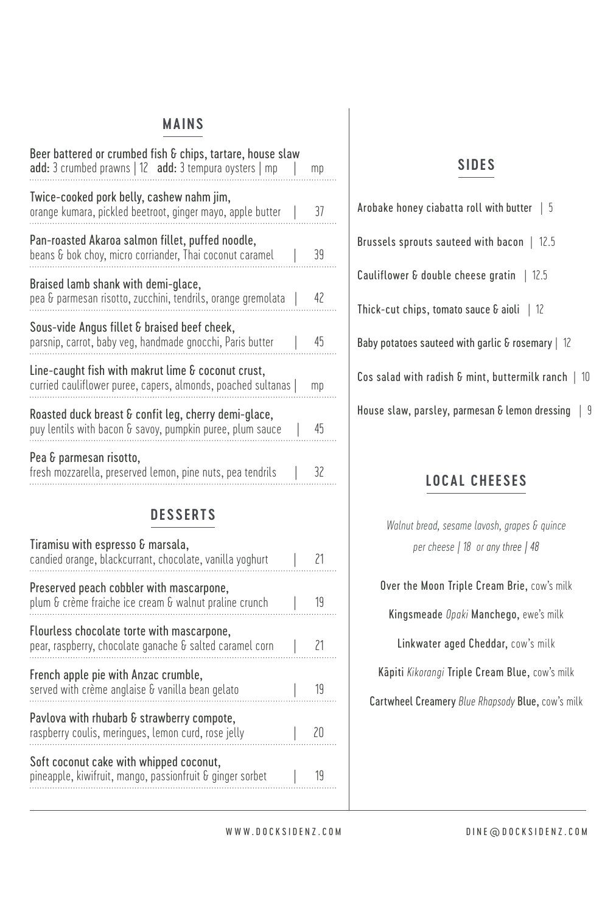## MAINS

Beer battered or crumbed fish & chips, tartare, house slaw
**add:** 3 crumbed prawns | 12 **add:** 3 tempura oysters | mp | mp

Twice-cooked pork belly, cashew nahm jim,
orange kumara, pickled beetroot, ginger mayo, apple butter | 37

Pan-roasted Akaroa salmon fillet, puffed noodle,
beans & bok choy, micro corriander, Thai coconut caramel | 39

Braised lamb shank with demi-glace,
pea & parmesan risotto, zucchini, tendrils, orange gremolata | 42

Sous-vide Angus fillet & braised beef cheek,
parsnip, carrot, baby veg, handmade gnocchi, Paris butter | 45

Line-caught fish with makrut lime & coconut crust,
curried cauliflower puree, capers, almonds, poached sultanas | mp

Roasted duck breast & confit leg, cherry demi-glace,
puy lentils with bacon & savoy, pumpkin puree, plum sauce | 45

Pea & parmesan risotto,
fresh mozzarella, preserved lemon, pine nuts, pea tendrils | 32

## DESSERTS

Tiramisu with espresso & marsala,
candied orange, blackcurrant, chocolate, vanilla yoghurt | 21

Preserved peach cobbler with mascarpone,
plum & crème fraiche ice cream & walnut praline crunch | 19

Flourless chocolate torte with mascarpone,
pear, raspberry, chocolate ganache & salted caramel corn | 21

French apple pie with Anzac crumble,
served with crème anglaise & vanilla bean gelato | 19

Pavlova with rhubarb & strawberry compote,
raspberry coulis, meringues, lemon curd, rose jelly | 20

Soft coconut cake with whipped coconut,
pineapple, kiwifruit, mango, passionfruit & ginger sorbet | 19

## SIDES

Arobake honey ciabatta roll with butter | 5

Brussels sprouts sauteed with bacon | 12.5

Cauliflower & double cheese gratin | 12.5

Thick-cut chips, tomato sauce & aioli | 12

Baby potatoes sauteed with garlic & rosemary | 12

Cos salad with radish & mint, buttermilk ranch | 10

House slaw, parsley, parmesan & lemon dressing | 9

## LOCAL CHEESES

*Walnut bread, sesame lavosh, grapes & quince*
*per cheese | 18 or any three | 48*

Over the Moon Triple Cream Brie, cow's milk

Kingsmeade *Opaki* Manchego, ewe's milk

Linkwater aged Cheddar, cow's milk

Kāpiti *Kikorangi* Triple Cream Blue, cow's milk

Cartwheel Creamery *Blue Rhapsody* Blue, cow's milk

WWW.DOCKSIDENZ.COM DINE@DOCKSIDENZ.COM